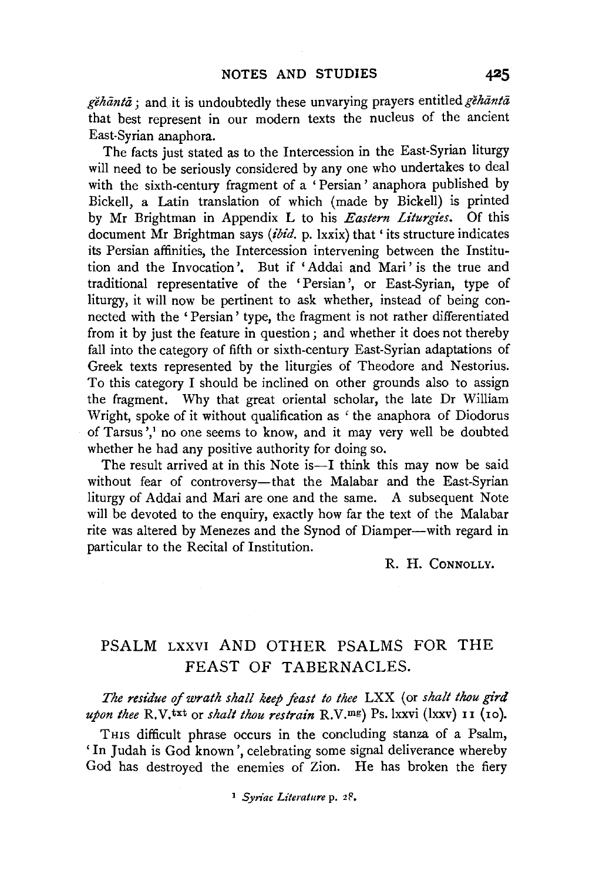*gĕhāntā*; and it is undoubtedly these unvarying prayers entitled *gĕhāntā* that best represent in our modern texts the nucleus of the ancient East-Syrian anaphora.

The facts just stated as to the Intercession in the East-Syrian liturgy will need to be seriously considered by any one who undertakes to deal with the sixth-century fragment of a 'Persian' anaphora published by Bickell, a Latin translation of which (made by Bickell) is printed by Mr Brightman in Appendix L to his *Eastern Liturgies*. Of this document Mr Brightman says (*ibid.* p. lxxix) that 'its structure indicates its Persian affinities, the Intercession intervening between the Institution and the Invocation'. But if 'Addai and Mari' is the true and traditional representative of the 'Persian', or East-Syrian, type of liturgy, it will now be pertinent to ask whether, instead of being connected with the 'Persian' type, the fragment is not rather differentiated from it by just the feature in question; and whether it does not thereby fall into the category of fifth or sixth-century East-Syrian adaptations of Greek texts represented by the liturgies of Theodore and Nestorius. To this category I should be inclined on other grounds also to assign the fragment. Why that great oriental scholar, the late Dr William Wright, spoke of it without qualification as 'the anaphora of Diodorus of Tarsus',[1] no one seems to know, and it may very well be doubted whether he had any positive authority for doing so.

The result arrived at in this Note is—I think this may now be said without fear of controversy—that the Malabar and the East-Syrian liturgy of Addai and Mari are one and the same. A subsequent Note will be devoted to the enquiry, exactly how far the text of the Malabar rite was altered by Menezes and the Synod of Diamper—with regard in particular to the Recital of Institution.

R. H. CONNOLLY.

## PSALM LXXVI AND OTHER PSALMS FOR THE FEAST OF TABERNACLES.

*The residue of wrath shall keep feast to thee* LXX (or *shalt thou gird upon thee* R.V.$^{txt}$ or *shalt thou restrain* R.V.$^{mg}$) Ps. lxxvi (lxxv) 11 (10).

THIS difficult phrase occurs in the concluding stanza of a Psalm, 'In Judah is God known', celebrating some signal deliverance whereby God has destroyed the enemies of Zion. He has broken the fiery

[1] *Syriac Literature* p. 28.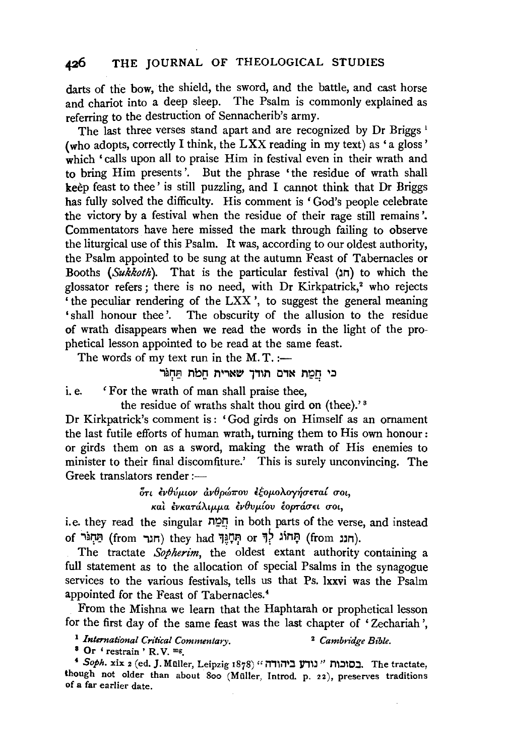darts of the bow, the shield, the sword, and the battle, and cast horse and chariot into a deep sleep. The Psalm is commonly explained as referring to the destruction of Sennacherib's army.

The last three verses stand apart and are recognized by Dr Briggs [1] (who adopts, correctly I think, the LXX reading in my text) as 'a gloss' which 'calls upon all to praise Him in festival even in their wrath and to bring Him presents'. But the phrase 'the residue of wrath shall keep feast to thee' is still puzzling, and I cannot think that Dr Briggs has fully solved the difficulty. His comment is 'God's people celebrate the victory by a festival when the residue of their rage still remains'. Commentators have here missed the mark through failing to observe the liturgical use of this Psalm. It was, according to our oldest authority, the Psalm appointed to be sung at the autumn Feast of Tabernacles or Booths (*Sukkoth*). That is the particular festival (חג) to which the glossator refers; there is no need, with Dr Kirkpatrick,[2] who rejects 'the peculiar rendering of the LXX', to suggest the general meaning 'shall honour thee'. The obscurity of the allusion to the residue of wrath disappears when we read the words in the light of the prophetical lesson appointed to be read at the same feast.

The words of my text run in the M. T.:—

כי חֲמַת אדם תודך שארית חֵמֹת תַּחְגֹּר

i. e. 'For the wrath of man shall praise thee,
the residue of wraths shalt thou gird on (thee).'[3]

Dr Kirkpatrick's comment is: 'God girds on Himself as an ornament the last futile efforts of human wrath, turning them to His own honour: or girds them on as a sword, making the wrath of His enemies to minister to their final discomfiture.' This is surely unconvincing. The Greek translators render:—

ὅτι ἐνθύμιον ἀνθρώπου ἐξομολογήσεταί σοι,
καὶ ἐγκατάλιμμα ἐνθυμίου ἑορτάσει σοι,

i.e. they read the singular חֲמַת in both parts of the verse, and instead of תַּחְגֹּר (from חגר) they had תְּחָגֶּךָּ or תָּחוֹג לָךְ (from חגג).

The tractate *Sopherim*, the oldest extant authority containing a full statement as to the allocation of special Psalms in the synagogue services to the various festivals, tells us that Ps. lxxvi was the Psalm appointed for the Feast of Tabernacles.[4]

From the Mishna we learn that the Haphtarah or prophetical lesson for the first day of the same feast was the last chapter of 'Zechariah',

[1] *International Critical Commentary*.
[2] *Cambridge Bible*.
[3] Or 'restrain' R.V. mg.
[4] *Soph*. xix 2 (ed. J. Müller, Leipzig 1878) "נודע ביהודה" בסוכות. The tractate, though not older than about 800 (Müller, Introd. p. 22), preserves traditions of a far earlier date.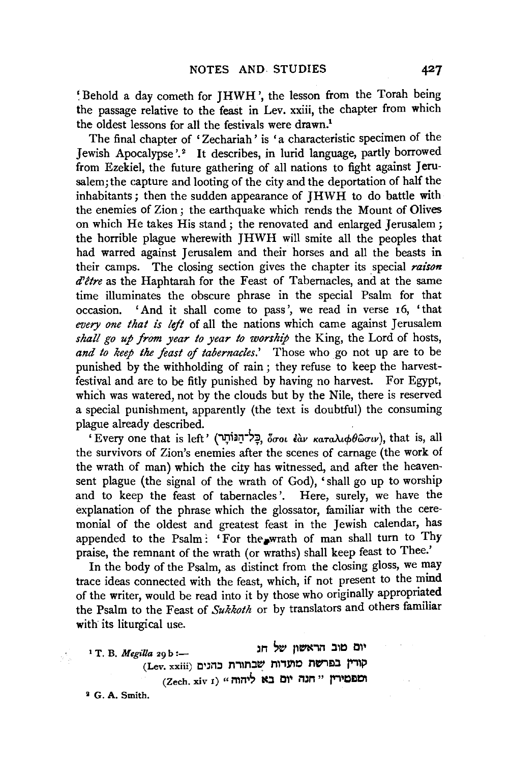'Behold a day cometh for JHWH', the lesson from the Torah being the passage relative to the feast in Lev. xxiii, the chapter from which the oldest lessons for all the festivals were drawn.[1]

The final chapter of 'Zechariah' is 'a characteristic specimen of the Jewish Apocalypse'.[2] It describes, in lurid language, partly borrowed from Ezekiel, the future gathering of all nations to fight against Jerusalem; the capture and looting of the city and the deportation of half the inhabitants; then the sudden appearance of JHWH to do battle with the enemies of Zion; the earthquake which rends the Mount of Olives on which He takes His stand; the renovated and enlarged Jerusalem; the horrible plague wherewith JHWH will smite all the peoples that had warred against Jerusalem and their horses and all the beasts in their camps. The closing section gives the chapter its special ***raison d'être*** as the Haphtarah for the Feast of Tabernacles, and at the same time illuminates the obscure phrase in the special Psalm for that occasion. 'And it shall come to pass', we read in verse 16, 'that *every one that is left* of all the nations which came against Jerusalem *shall go up from year to year to worship* the King, the Lord of hosts, *and to keep the feast of tabernacles*.' Those who go not up are to be punished by the withholding of rain; they refuse to keep the harvest-festival and are to be fitly punished by having no harvest. For Egypt, which was watered, not by the clouds but by the Nile, there is reserved a special punishment, apparently (the text is doubtful) the consuming plague already described.

'Every one that is left' (כָּל־הַנּוֹתָר, ὅσοι ἐὰν καταλιφθῶσιν), that is, all the survivors of Zion's enemies after the scenes of carnage (the work of the wrath of man) which the city has witnessed, and after the heaven-sent plague (the signal of the wrath of God), 'shall go up to worship and to keep the feast of tabernacles'. Here, surely, we have the explanation of the phrase which the glossator, familiar with the ceremonial of the oldest and greatest feast in the Jewish calendar, has appended to the Psalm: 'For the wrath of man shall turn to Thy praise, the remnant of the wrath (or wraths) shall keep feast to Thee.'

In the body of the Psalm, as distinct from the closing gloss, we may trace ideas connected with the feast, which, if not present to the mind of the writer, would be read into it by those who originally appropriated the Psalm to the Feast of *Sukkoth* or by translators and others familiar with its liturgical use.

[1] T. B. *Megilla* 29 b:— יום טוב הראשון של חג
קורין בפרשת מועדות שבתורת כהנים (Lev. xxiii)
ומפטירין "הנה יום בא ליהוה" (Zech. xiv 1)

[2] G. A. Smith.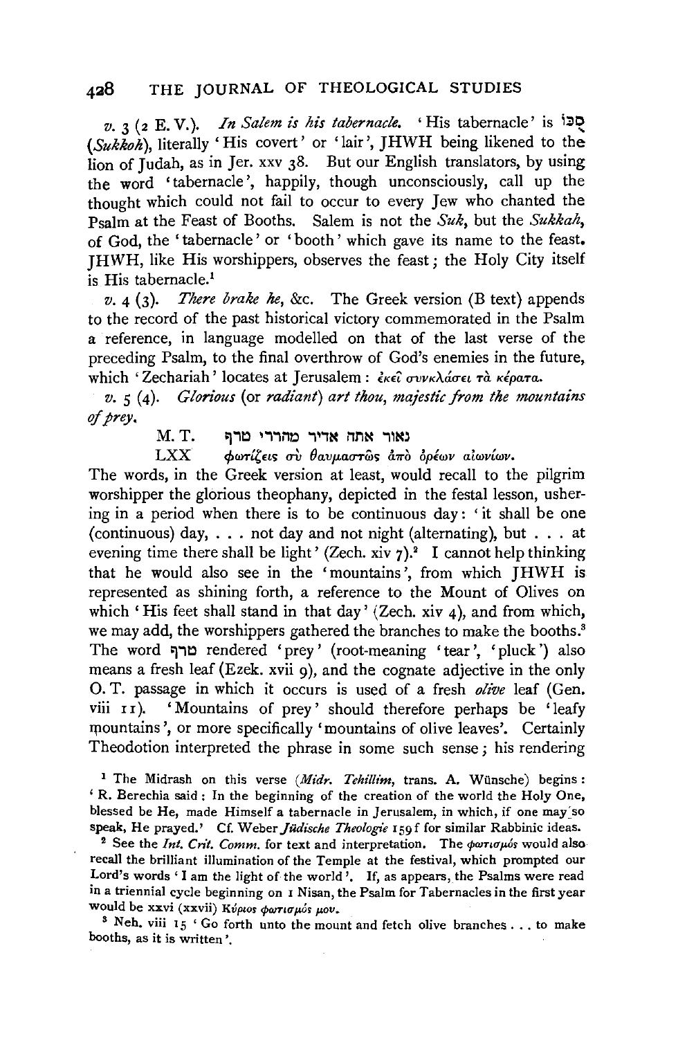*v.* 3 (2 E. V.). *In Salem is his tabernacle.* 'His tabernacle' is סֻכּוֹ (*Sukkoh*), literally 'His covert' or 'lair', JHWH being likened to the lion of Judah, as in Jer. xxv 38. But our English translators, by using the word 'tabernacle', happily, though unconsciously, call up the thought which could not fail to occur to every Jew who chanted the Psalm at the Feast of Booths. Salem is not the *Suk*, but the *Sukkah*, of God, the 'tabernacle' or 'booth' which gave its name to the feast. JHWH, like His worshippers, observes the feast; the Holy City itself is His tabernacle.[1]

*v.* 4 (3). *There brake he*, &c. The Greek version (B text) appends to the record of the past historical victory commemorated in the Psalm a reference, in language modelled on that of the last verse of the preceding Psalm, to the final overthrow of God's enemies in the future, which 'Zechariah' locates at Jerusalem: ἐκεῖ συνκλάσει τὰ κέρατα.

*v.* 5 (4). *Glorious* (or *radiant*) *art thou, majestic from the mountains of prey.*

M. T. נאור אתה אדיר מהררי טרף

LXX φωτίζεις σὺ θαυμαστῶς ἀπὸ ὀρέων αἰωνίων.

The words, in the Greek version at least, would recall to the pilgrim worshipper the glorious theophany, depicted in the festal lesson, ushering in a period when there is to be continuous day: 'it shall be one (continuous) day, . . . not day and not night (alternating), but . . . at evening time there shall be light' (Zech. xiv 7).[2] I cannot help thinking that he would also see in the 'mountains', from which JHWH is represented as shining forth, a reference to the Mount of Olives on which 'His feet shall stand in that day' (Zech. xiv 4), and from which, we may add, the worshippers gathered the branches to make the booths.[3] The word טרף rendered 'prey' (root-meaning 'tear', 'pluck') also means a fresh leaf (Ezek. xvii 9), and the cognate adjective in the only O. T. passage in which it occurs is used of a fresh *olive* leaf (Gen. viii 11). 'Mountains of prey' should therefore perhaps be 'leafy mountains', or more specifically 'mountains of olive leaves'. Certainly Theodotion interpreted the phrase in some such sense; his rendering

---

[1] The Midrash on this verse (*Midr. Tehillim*, trans. A. Wünsche) begins: 'R. Berechia said: In the beginning of the creation of the world the Holy One, blessed be He, made Himself a tabernacle in Jerusalem, in which, if one may so speak, He prayed.' Cf. Weber *Jüdische Theologie* 159 f for similar Rabbinic ideas.

[2] See the *Int. Crit. Comm.* for text and interpretation. The φωτισμός would also recall the brilliant illumination of the Temple at the festival, which prompted our Lord's words 'I am the light of the world'. If, as appears, the Psalms were read in a triennial cycle beginning on 1 Nisan, the Psalm for Tabernacles in the first year would be xxvi (xxvii) Κύριος φωτισμός μου.

[3] Neh. viii 15 'Go forth unto the mount and fetch olive branches . . . to make booths, as it is written'.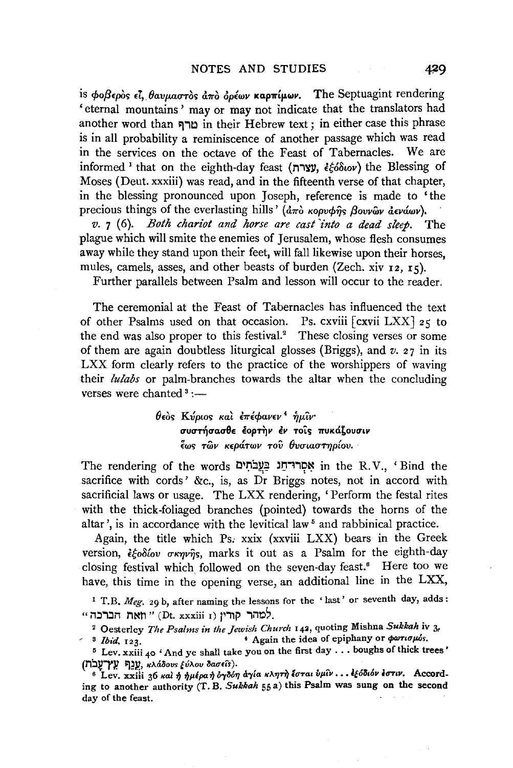is φοβερὸς εἶ, θαυμαστὸς ἀπὸ ὀρέων **καρπίμων**. The Septuagint rendering 'eternal mountains' may or may not indicate that the translators had another word than טרף in their Hebrew text; in either case this phrase is in all probability a reminiscence of another passage which was read in the services on the octave of the Feast of Tabernacles. We are informed [1] that on the eighth-day feast (עצרת, ἐξόδιον) the Blessing of Moses (Deut. xxxiii) was read, and in the fifteenth verse of that chapter, in the blessing pronounced upon Joseph, reference is made to 'the precious things of the everlasting hills' (ἀπὸ κορυφῆς βουνῶν ἀενάων).

*v.* 7 (6). *Both chariot and horse are cast into a dead sleep.* The plague which will smite the enemies of Jerusalem, whose flesh consumes away while they stand upon their feet, will fall likewise upon their horses, mules, camels, asses, and other beasts of burden (Zech. xiv 12, 15).

Further parallels between Psalm and lesson will occur to the reader.

The ceremonial at the Feast of Tabernacles has influenced the text of other Psalms used on that occasion. Ps. cxviii [cxvii LXX] 25 to the end was also proper to this festival.[2] These closing verses or some of them are again doubtless liturgical glosses (Briggs), and *v.* 27 in its LXX form clearly refers to the practice of the worshippers of waving their *lulabs* or palm-branches towards the altar when the concluding verses were chanted [3]:—

> θεὸς Κύριος καὶ ἐπέφανεν [4] ἡμῖν·
> συστήσασθε ἑορτὴν ἐν τοῖς πυκάζουσιν
> ἕως τῶν κεράτων τοῦ θυσιαστηρίου.

The rendering of the words אִסְרוּ־חַג בַּעֲבֹתִים in the R.V., 'Bind the sacrifice with cords' &c., is, as Dr Briggs notes, not in accord with sacrificial laws or usage. The LXX rendering, 'Perform the festal rites with the thick-foliaged branches (pointed) towards the horns of the altar', is in accordance with the levitical law [5] and rabbinical practice.

Again, the title which Ps. xxix (xxviii LXX) bears in the Greek version, ἐξοδίου σκηνῆς, marks it out as a Psalm for the eighth-day closing festival which followed on the seven-day feast.[6] Here too we have, this time in the opening verse, an additional line in the LXX,

---

[1] T.B. *Meg.* 29 b, after naming the lessons for the 'last' or seventh day, adds: "למחר קורין "וזאת הברכה (Dt. xxxiii 1).

[2] Oesterley *The Psalms in the Jewish Church* 142, quoting Mishna *Sukkah* iv 3.

[3] *Ibid.* 123.

[4] Again the idea of epiphany or φωτισμός.

[5] Lev. xxiii 40 'And ye shall take you on the first day . . . boughs of thick trees' (עֲנַף עֵץ־עָבֹת, κλάδους ξύλου δασεῖς).

[6] Lev. xxiii 36 καὶ ἡ ἡμέρα ἡ ὀγδόη ἁγία κλητὴ ἔσται ὑμῖν . . . ἐξόδιόν ἐστιν. According to another authority (T. B. *Sukkah* 55 a) this Psalm was sung on the second day of the feast.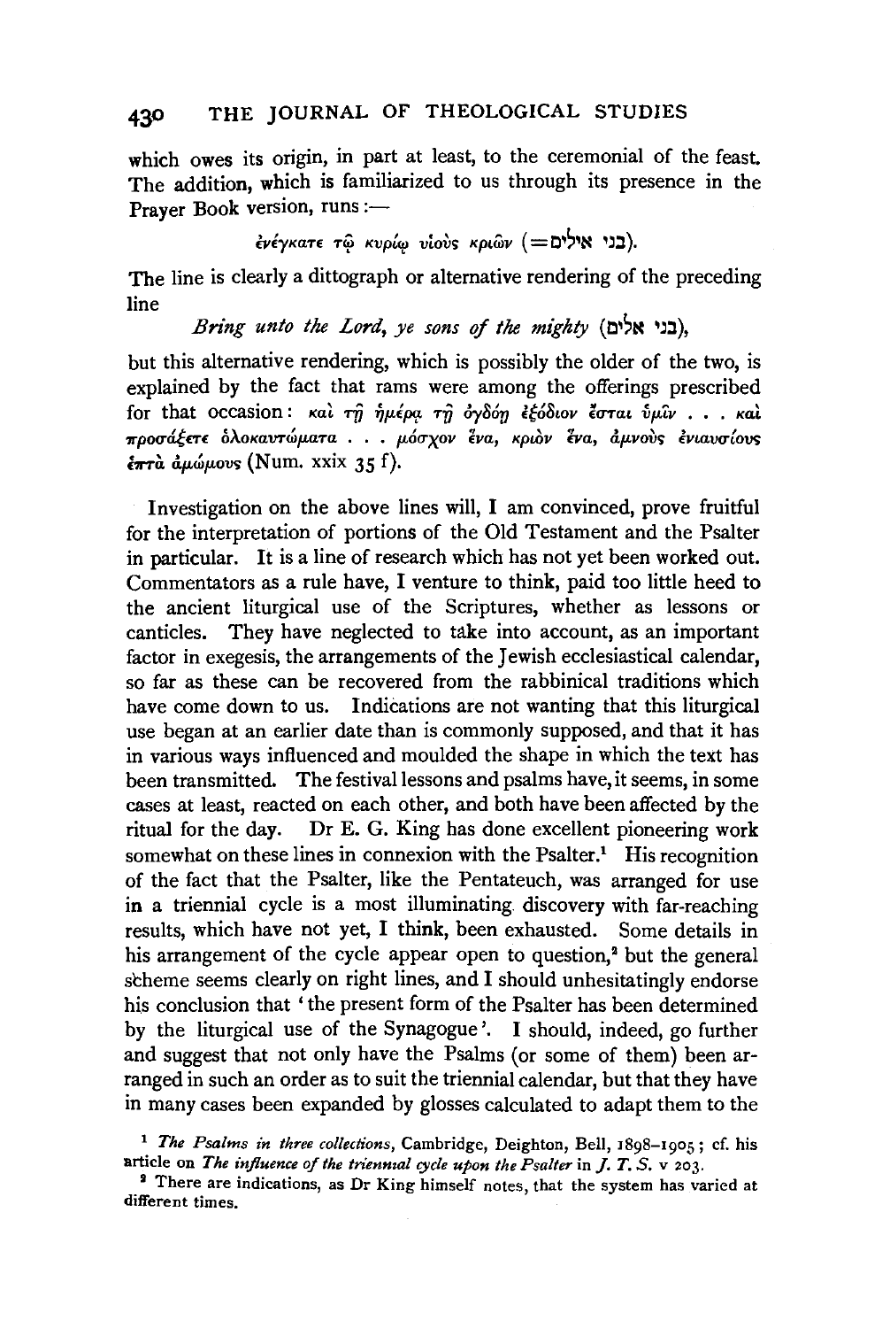which owes its origin, in part at least, to the ceremonial of the feast. The addition, which is familiarized to us through its presence in the Prayer Book version, runs:—

ἐνέγκατε τῷ κυρίῳ υἱοὺς κριῶν (=בני אילים).

The line is clearly a dittograph or alternative rendering of the preceding line

*Bring unto the Lord, ye sons of the mighty* (בני אלים),

but this alternative rendering, which is possibly the older of the two, is explained by the fact that rams were among the offerings prescribed for that occasion: καὶ τῇ ἡμέρᾳ τῇ ὀγδόῃ ἐξόδιον ἔσται ὑμῖν . . . καὶ προσάξετε ὁλοκαυτώματα . . . μόσχον ἕνα, κριὸν ἕνα, ἀμνοὺς ἐνιαυσίους ἑπτὰ ἀμώμους (Num. xxix 35 f).

Investigation on the above lines will, I am convinced, prove fruitful for the interpretation of portions of the Old Testament and the Psalter in particular. It is a line of research which has not yet been worked out. Commentators as a rule have, I venture to think, paid too little heed to the ancient liturgical use of the Scriptures, whether as lessons or canticles. They have neglected to take into account, as an important factor in exegesis, the arrangements of the Jewish ecclesiastical calendar, so far as these can be recovered from the rabbinical traditions which have come down to us. Indications are not wanting that this liturgical use began at an earlier date than is commonly supposed, and that it has in various ways influenced and moulded the shape in which the text has been transmitted. The festival lessons and psalms have, it seems, in some cases at least, reacted on each other, and both have been affected by the ritual for the day. Dr E. G. King has done excellent pioneering work somewhat on these lines in connexion with the Psalter.[1] His recognition of the fact that the Psalter, like the Pentateuch, was arranged for use in a triennial cycle is a most illuminating discovery with far-reaching results, which have not yet, I think, been exhausted. Some details in his arrangement of the cycle appear open to question,[2] but the general scheme seems clearly on right lines, and I should unhesitatingly endorse his conclusion that 'the present form of the Psalter has been determined by the liturgical use of the Synagogue'. I should, indeed, go further and suggest that not only have the Psalms (or some of them) been arranged in such an order as to suit the triennial calendar, but that they have in many cases been expanded by glosses calculated to adapt them to the

[1] *The Psalms in three collections*, Cambridge, Deighton, Bell, 1898–1905; cf. his article on *The influence of the triennial cycle upon the Psalter* in *J. T. S.* v 203.

[2] There are indications, as Dr King himself notes, that the system has varied at different times.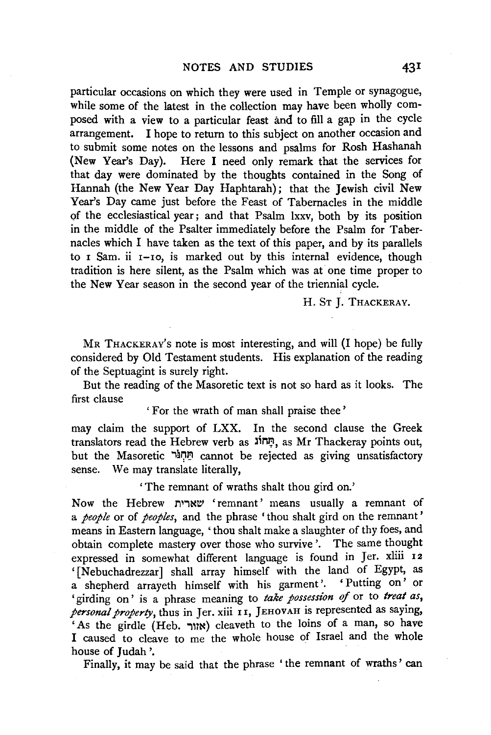particular occasions on which they were used in Temple or synagogue, while some of the latest in the collection may have been wholly composed with a view to a particular feast and to fill a gap in the cycle arrangement. I hope to return to this subject on another occasion and to submit some notes on the lessons and psalms for Rosh Hashanah (New Year's Day). Here I need only remark that the services for that day were dominated by the thoughts contained in the Song of Hannah (the New Year Day Haphtarah); that the Jewish civil New Year's Day came just before the Feast of Tabernacles in the middle of the ecclesiastical year; and that Psalm lxxv, both by its position in the middle of the Psalter immediately before the Psalm for Tabernacles which I have taken as the text of this paper, and by its parallels to 1 Sam. ii 1–10, is marked out by this internal evidence, though tradition is here silent, as the Psalm which was at one time proper to the New Year season in the second year of the triennial cycle.

H. St J. Thackeray.

---

Mr Thackeray's note is most interesting, and will (I hope) be fully considered by Old Testament students. His explanation of the reading of the Septuagint is surely right.

But the reading of the Masoretic text is not so hard as it looks. The first clause

'For the wrath of man shall praise thee'

may claim the support of LXX. In the second clause the Greek translators read the Hebrew verb as תָּחוֹג, as Mr Thackeray points out, but the Masoretic תַּחְגֹּר cannot be rejected as giving unsatisfactory sense. We may translate literally,

'The remnant of wraths shalt thou gird on.'

Now the Hebrew שארית 'remnant' means usually a remnant of a *people* or of *peoples*, and the phrase 'thou shalt gird on the remnant' means in Eastern language, 'thou shalt make a slaughter of thy foes, and obtain complete mastery over those who survive'. The same thought expressed in somewhat different language is found in Jer. xliii 12 '[Nebuchadrezzar] shall array himself with the land of Egypt, as a shepherd arrayeth himself with his garment'. 'Putting on' or 'girding on' is a phrase meaning to *take possession of* or to *treat as, personal property*, thus in Jer. xiii 11, Jehovah is represented as saying, 'As the girdle (Heb. אזור) cleaveth to the loins of a man, so have I caused to cleave to me the whole house of Israel and the whole house of Judah'.

Finally, it may be said that the phrase 'the remnant of wraths' can